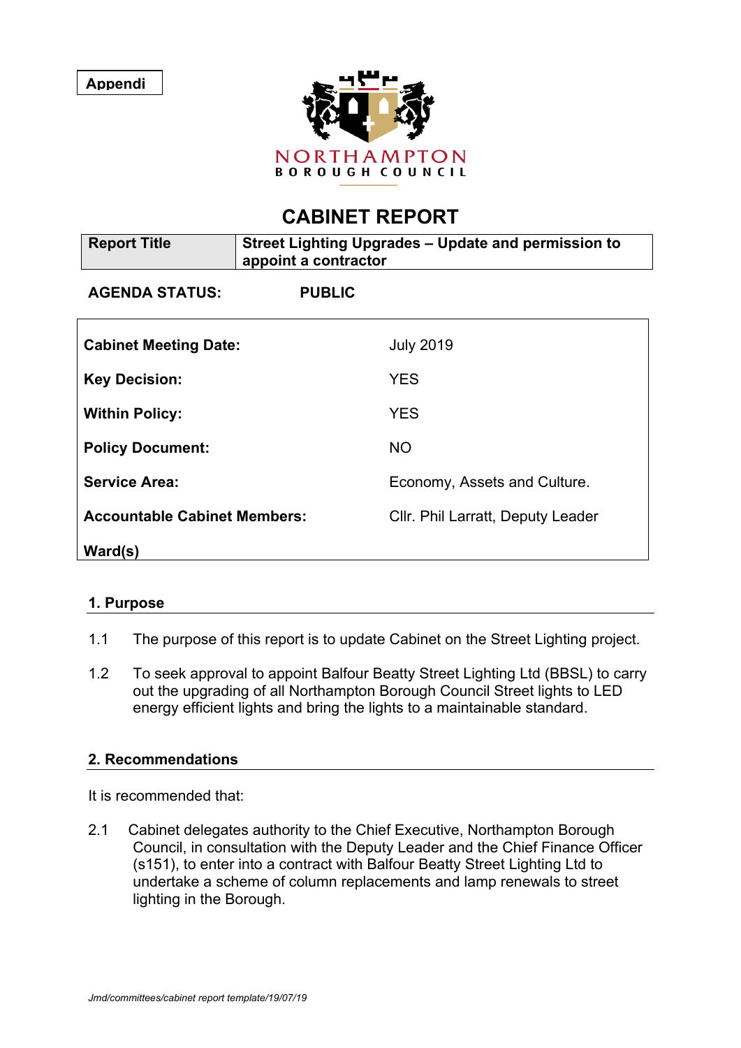Appendi

NORTHAMPTON
BOROUGH COUNCIL

# CABINET REPORT

| Report Title | Street Lighting Upgrades – Update and permission to appoint a contractor |
|---|---|

**AGENDA STATUS:** **PUBLIC**

| | |
|---|---|
| **Cabinet Meeting Date:** | July 2019 |
| **Key Decision:** | YES |
| **Within Policy:** | YES |
| **Policy Document:** | NO |
| **Service Area:** | Economy, Assets and Culture. |
| **Accountable Cabinet Members:** | Cllr. Phil Larratt, Deputy Leader |
| **Ward(s)** | |

## 1. Purpose

1.1 The purpose of this report is to update Cabinet on the Street Lighting project.

1.2 To seek approval to appoint Balfour Beatty Street Lighting Ltd (BBSL) to carry out the upgrading of all Northampton Borough Council Street lights to LED energy efficient lights and bring the lights to a maintainable standard.

## 2. Recommendations

It is recommended that:

2.1 Cabinet delegates authority to the Chief Executive, Northampton Borough Council, in consultation with the Deputy Leader and the Chief Finance Officer (s151), to enter into a contract with Balfour Beatty Street Lighting Ltd to undertake a scheme of column replacements and lamp renewals to street lighting in the Borough.

*Jmd/committees/cabinet report template/19/07/19*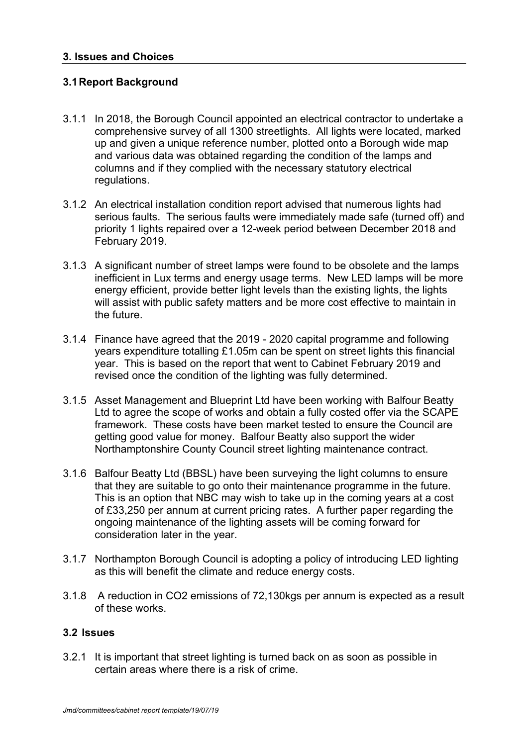## 3. Issues and Choices

### 3.1 Report Background

3.1.1 In 2018, the Borough Council appointed an electrical contractor to undertake a comprehensive survey of all 1300 streetlights. All lights were located, marked up and given a unique reference number, plotted onto a Borough wide map and various data was obtained regarding the condition of the lamps and columns and if they complied with the necessary statutory electrical regulations.

3.1.2 An electrical installation condition report advised that numerous lights had serious faults. The serious faults were immediately made safe (turned off) and priority 1 lights repaired over a 12-week period between December 2018 and February 2019.

3.1.3 A significant number of street lamps were found to be obsolete and the lamps inefficient in Lux terms and energy usage terms. New LED lamps will be more energy efficient, provide better light levels than the existing lights, the lights will assist with public safety matters and be more cost effective to maintain in the future.

3.1.4 Finance have agreed that the 2019 - 2020 capital programme and following years expenditure totalling £1.05m can be spent on street lights this financial year. This is based on the report that went to Cabinet February 2019 and revised once the condition of the lighting was fully determined.

3.1.5 Asset Management and Blueprint Ltd have been working with Balfour Beatty Ltd to agree the scope of works and obtain a fully costed offer via the SCAPE framework. These costs have been market tested to ensure the Council are getting good value for money. Balfour Beatty also support the wider Northamptonshire County Council street lighting maintenance contract.

3.1.6 Balfour Beatty Ltd (BBSL) have been surveying the light columns to ensure that they are suitable to go onto their maintenance programme in the future. This is an option that NBC may wish to take up in the coming years at a cost of £33,250 per annum at current pricing rates. A further paper regarding the ongoing maintenance of the lighting assets will be coming forward for consideration later in the year.

3.1.7 Northampton Borough Council is adopting a policy of introducing LED lighting as this will benefit the climate and reduce energy costs.

3.1.8 A reduction in $CO_2$ emissions of 72,130kgs per annum is expected as a result of these works.

### 3.2 Issues

3.2.1 It is important that street lighting is turned back on as soon as possible in certain areas where there is a risk of crime.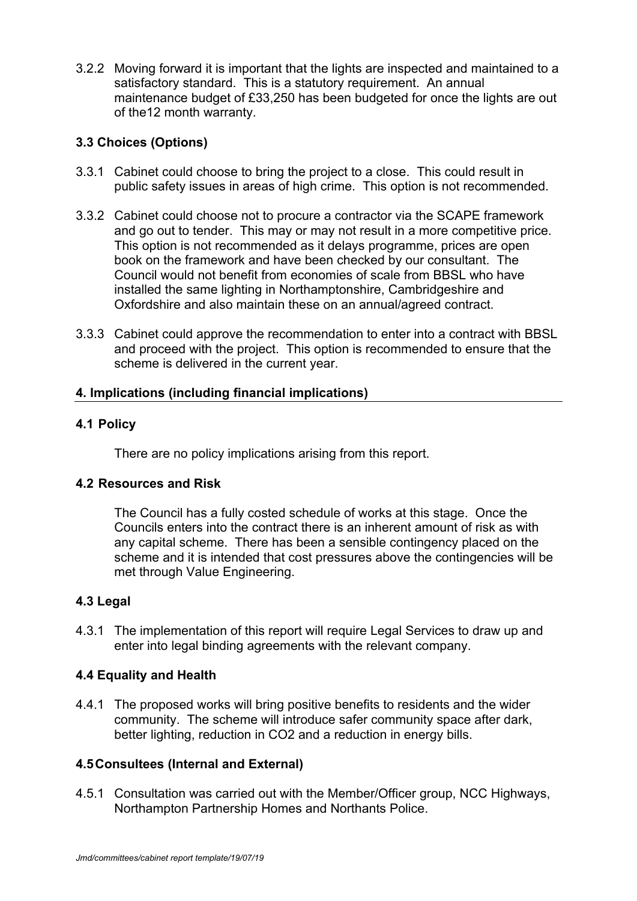3.2.2 Moving forward it is important that the lights are inspected and maintained to a satisfactory standard. This is a statutory requirement. An annual maintenance budget of £33,250 has been budgeted for once the lights are out of the12 month warranty.

### 3.3 Choices (Options)

3.3.1 Cabinet could choose to bring the project to a close. This could result in public safety issues in areas of high crime. This option is not recommended.

3.3.2 Cabinet could choose not to procure a contractor via the SCAPE framework and go out to tender. This may or may not result in a more competitive price. This option is not recommended as it delays programme, prices are open book on the framework and have been checked by our consultant. The Council would not benefit from economies of scale from BBSL who have installed the same lighting in Northamptonshire, Cambridgeshire and Oxfordshire and also maintain these on an annual/agreed contract.

3.3.3 Cabinet could approve the recommendation to enter into a contract with BBSL and proceed with the project. This option is recommended to ensure that the scheme is delivered in the current year.

## 4. Implications (including financial implications)

### 4.1 Policy

There are no policy implications arising from this report.

### 4.2 Resources and Risk

The Council has a fully costed schedule of works at this stage. Once the Councils enters into the contract there is an inherent amount of risk as with any capital scheme. There has been a sensible contingency placed on the scheme and it is intended that cost pressures above the contingencies will be met through Value Engineering.

### 4.3 Legal

4.3.1 The implementation of this report will require Legal Services to draw up and enter into legal binding agreements with the relevant company.

### 4.4 Equality and Health

4.4.1 The proposed works will bring positive benefits to residents and the wider community. The scheme will introduce safer community space after dark, better lighting, reduction in $CO_2$ and a reduction in energy bills.

### 4.5 Consultees (Internal and External)

4.5.1 Consultation was carried out with the Member/Officer group, NCC Highways, Northampton Partnership Homes and Northants Police.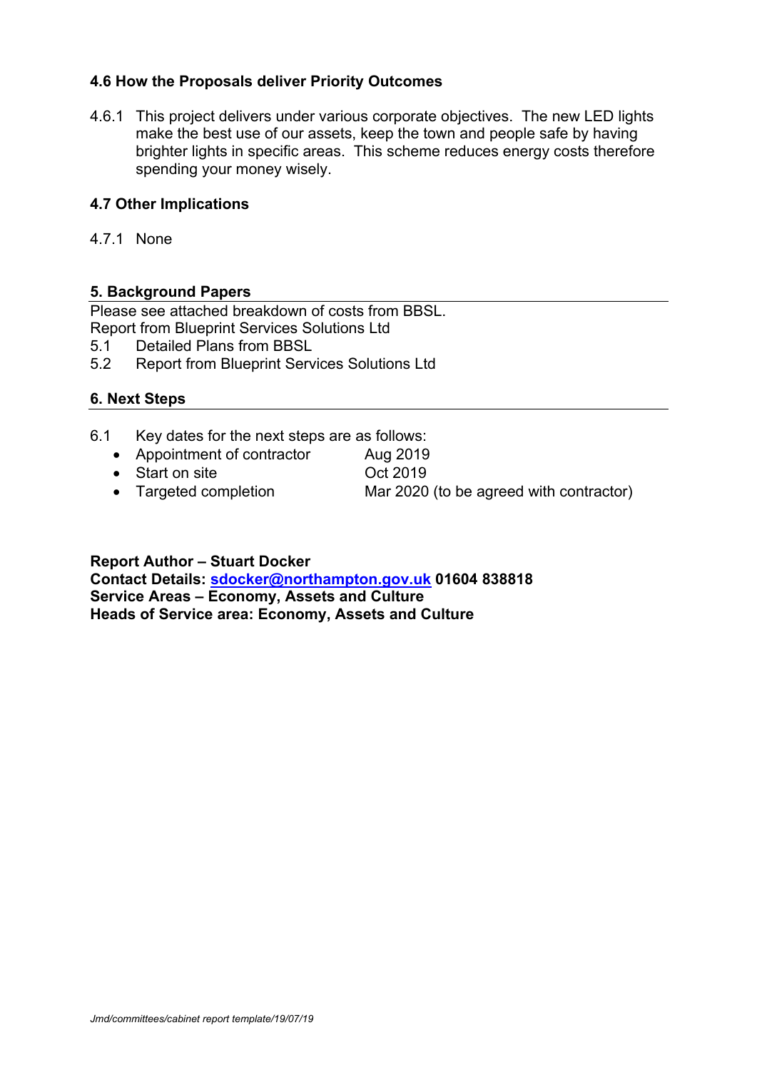### 4.6 How the Proposals deliver Priority Outcomes

4.6.1 This project delivers under various corporate objectives. The new LED lights make the best use of our assets, keep the town and people safe by having brighter lights in specific areas. This scheme reduces energy costs therefore spending your money wisely.

### 4.7 Other Implications

4.7.1 None

## 5. Background Papers

Please see attached breakdown of costs from BBSL.
Report from Blueprint Services Solutions Ltd

5.1 Detailed Plans from BBSL
5.2 Report from Blueprint Services Solutions Ltd

## 6. Next Steps

6.1 Key dates for the next steps are as follows:

- Appointment of contractor — Aug 2019
- Start on site — Oct 2019
- Targeted completion — Mar 2020 (to be agreed with contractor)

**Report Author – Stuart Docker**
**Contact Details: sdocker@northampton.gov.uk 01604 838818**
**Service Areas – Economy, Assets and Culture**
**Heads of Service area: Economy, Assets and Culture**